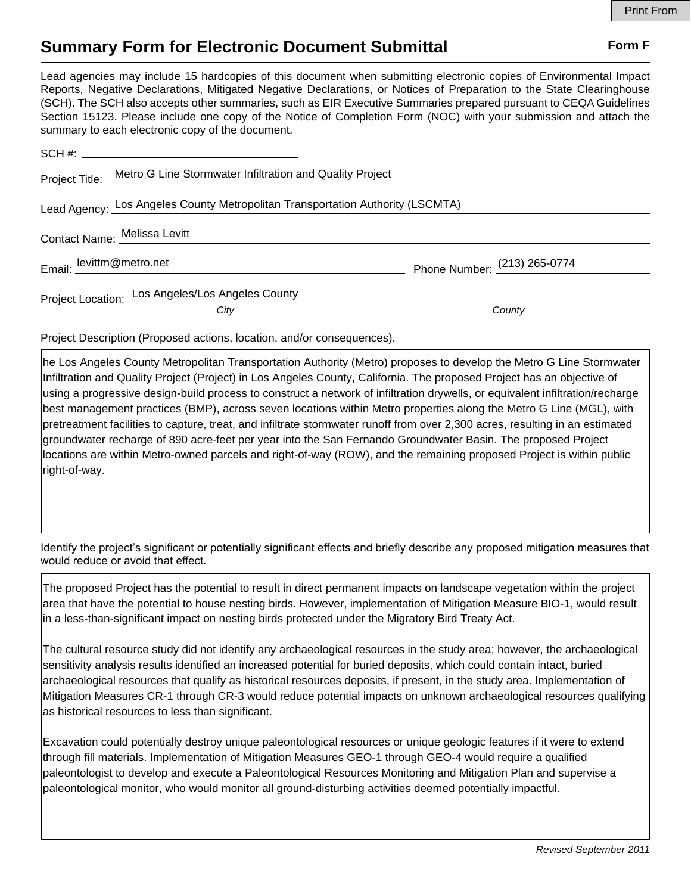Print From

# Summary Form for Electronic Document Submittal

**Form F**

Lead agencies may include 15 hardcopies of this document when submitting electronic copies of Environmental Impact Reports, Negative Declarations, Mitigated Negative Declarations, or Notices of Preparation to the State Clearinghouse (SCH). The SCH also accepts other summaries, such as EIR Executive Summaries prepared pursuant to CEQA Guidelines Section 15123. Please include one copy of the Notice of Completion Form (NOC) with your submission and attach the summary to each electronic copy of the document.

SCH #: ____________________

Project Title: Metro G Line Stormwater Infiltration and Quality Project

Lead Agency: Los Angeles County Metropolitan Transportation Authority (LSCMTA)

Contact Name: Melissa Levitt

Email: levittm@metro.net    Phone Number: (213) 265-0774

Project Location: Los Angeles/Los Angeles County

*City*    *County*

Project Description (Proposed actions, location, and/or consequences).

he Los Angeles County Metropolitan Transportation Authority (Metro) proposes to develop the Metro G Line Stormwater Infiltration and Quality Project (Project) in Los Angeles County, California. The proposed Project has an objective of using a progressive design-build process to construct a network of infiltration drywells, or equivalent infiltration/recharge best management practices (BMP), across seven locations within Metro properties along the Metro G Line (MGL), with pretreatment facilities to capture, treat, and infiltrate stormwater runoff from over 2,300 acres, resulting in an estimated groundwater recharge of 890 acre-feet per year into the San Fernando Groundwater Basin. The proposed Project locations are within Metro-owned parcels and right-of-way (ROW), and the remaining proposed Project is within public right-of-way.

Identify the project's significant or potentially significant effects and briefly describe any proposed mitigation measures that would reduce or avoid that effect.

The proposed Project has the potential to result in direct permanent impacts on landscape vegetation within the project area that have the potential to house nesting birds. However, implementation of Mitigation Measure BIO-1, would result in a less-than-significant impact on nesting birds protected under the Migratory Bird Treaty Act.

The cultural resource study did not identify any archaeological resources in the study area; however, the archaeological sensitivity analysis results identified an increased potential for buried deposits, which could contain intact, buried archaeological resources that qualify as historical resources deposits, if present, in the study area. Implementation of Mitigation Measures CR-1 through CR-3 would reduce potential impacts on unknown archaeological resources qualifying as historical resources to less than significant.

Excavation could potentially destroy unique paleontological resources or unique geologic features if it were to extend through fill materials. Implementation of Mitigation Measures GEO-1 through GEO-4 would require a qualified paleontologist to develop and execute a Paleontological Resources Monitoring and Mitigation Plan and supervise a paleontological monitor, who would monitor all ground-disturbing activities deemed potentially impactful.

*Revised September 2011*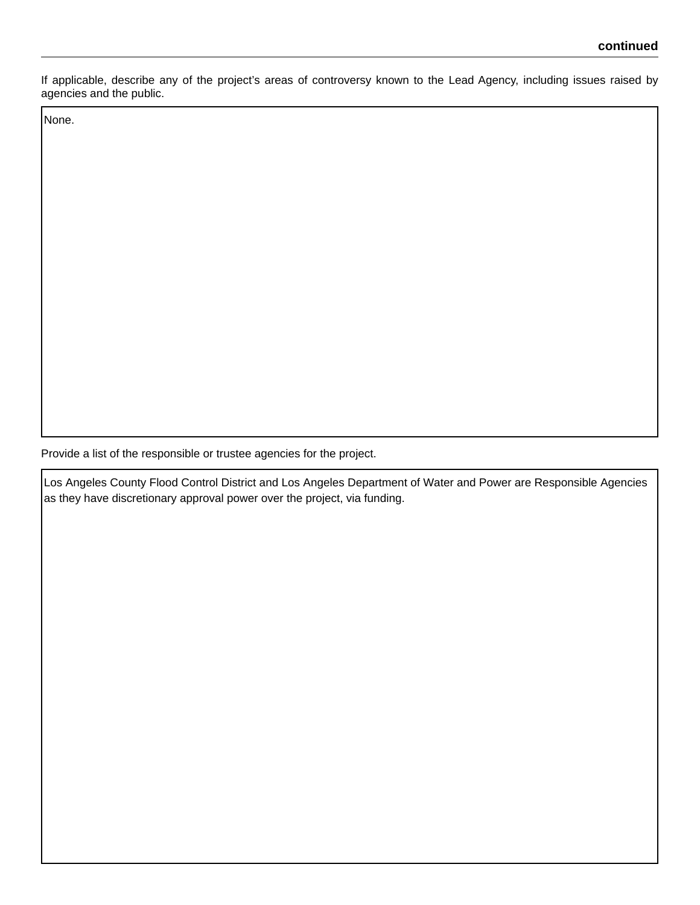**continued**

If applicable, describe any of the project's areas of controversy known to the Lead Agency, including issues raised by agencies and the public.

None.

Provide a list of the responsible or trustee agencies for the project.

Los Angeles County Flood Control District and Los Angeles Department of Water and Power are Responsible Agencies as they have discretionary approval power over the project, via funding.